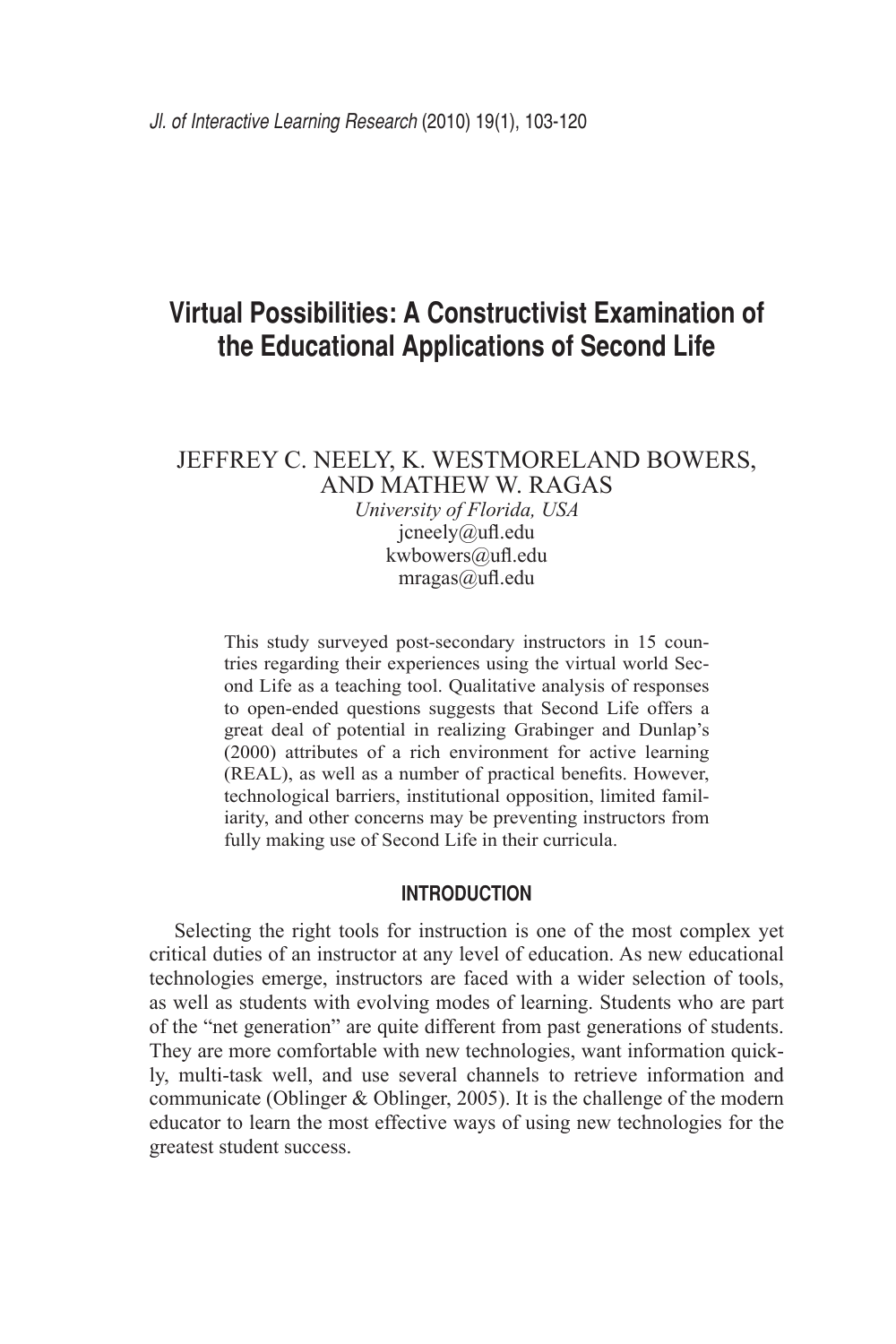# Virtual Possibilities: A Constructivist Examination of the Educational Applications of Second Life

JEFFREY C. NEELY, K. WESTMORELAND BOWERS, AND MATHEW W. RAGAS

*University of Florida, USA*

jcneely@ufl.edu

kwbowers@ufl.edu

mragas@ufl.edu

This study surveyed post-secondary instructors in 15 countries regarding their experiences using the virtual world Second Life as a teaching tool. Qualitative analysis of responses to open-ended questions suggests that Second Life offers a great deal of potential in realizing Grabinger and Dunlap's (2000) attributes of a rich environment for active learning (REAL), as well as a number of practical benefits. However, technological barriers, institutional opposition, limited familiarity, and other concerns may be preventing instructors from fully making use of Second Life in their curricula.

## INTRODUCTION

Selecting the right tools for instruction is one of the most complex yet critical duties of an instructor at any level of education. As new educational technologies emerge, instructors are faced with a wider selection of tools, as well as students with evolving modes of learning. Students who are part of the "net generation" are quite different from past generations of students. They are more comfortable with new technologies, want information quickly, multi-task well, and use several channels to retrieve information and communicate (Oblinger & Oblinger, 2005). It is the challenge of the modern educator to learn the most effective ways of using new technologies for the greatest student success.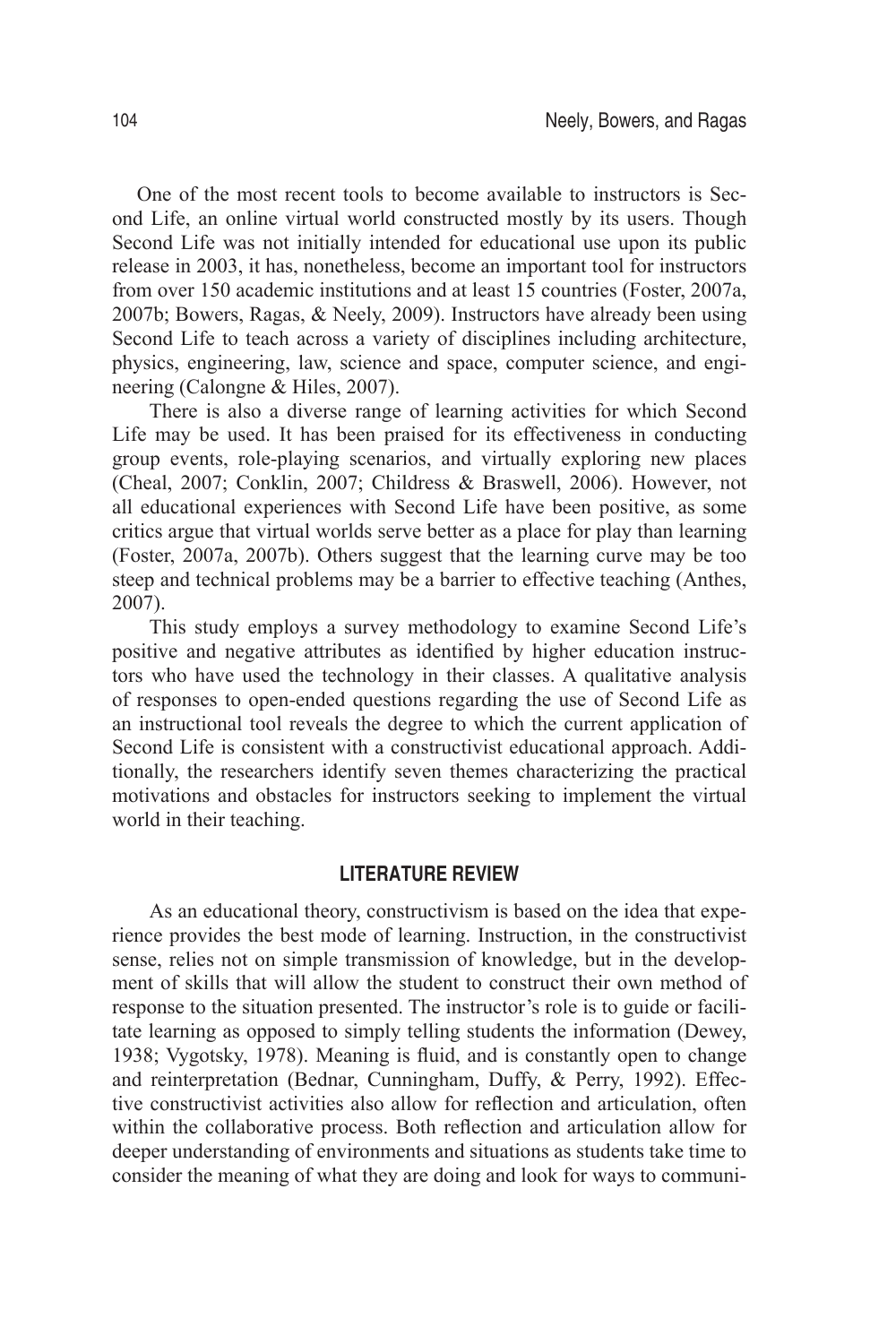One of the most recent tools to become available to instructors is Second Life, an online virtual world constructed mostly by its users. Though Second Life was not initially intended for educational use upon its public release in 2003, it has, nonetheless, become an important tool for instructors from over 150 academic institutions and at least 15 countries (Foster, 2007a, 2007b; Bowers, Ragas, & Neely, 2009). Instructors have already been using Second Life to teach across a variety of disciplines including architecture, physics, engineering, law, science and space, computer science, and engineering (Calongne & Hiles, 2007).

There is also a diverse range of learning activities for which Second Life may be used. It has been praised for its effectiveness in conducting group events, role-playing scenarios, and virtually exploring new places (Cheal, 2007; Conklin, 2007; Childress & Braswell, 2006). However, not all educational experiences with Second Life have been positive, as some critics argue that virtual worlds serve better as a place for play than learning (Foster, 2007a, 2007b). Others suggest that the learning curve may be too steep and technical problems may be a barrier to effective teaching (Anthes, 2007).

This study employs a survey methodology to examine Second Life's positive and negative attributes as identified by higher education instructors who have used the technology in their classes. A qualitative analysis of responses to open-ended questions regarding the use of Second Life as an instructional tool reveals the degree to which the current application of Second Life is consistent with a constructivist educational approach. Additionally, the researchers identify seven themes characterizing the practical motivations and obstacles for instructors seeking to implement the virtual world in their teaching.

## LITERATURE REVIEW

As an educational theory, constructivism is based on the idea that experience provides the best mode of learning. Instruction, in the constructivist sense, relies not on simple transmission of knowledge, but in the development of skills that will allow the student to construct their own method of response to the situation presented. The instructor's role is to guide or facilitate learning as opposed to simply telling students the information (Dewey, 1938; Vygotsky, 1978). Meaning is fluid, and is constantly open to change and reinterpretation (Bednar, Cunningham, Duffy, & Perry, 1992). Effective constructivist activities also allow for reflection and articulation, often within the collaborative process. Both reflection and articulation allow for deeper understanding of environments and situations as students take time to consider the meaning of what they are doing and look for ways to communi-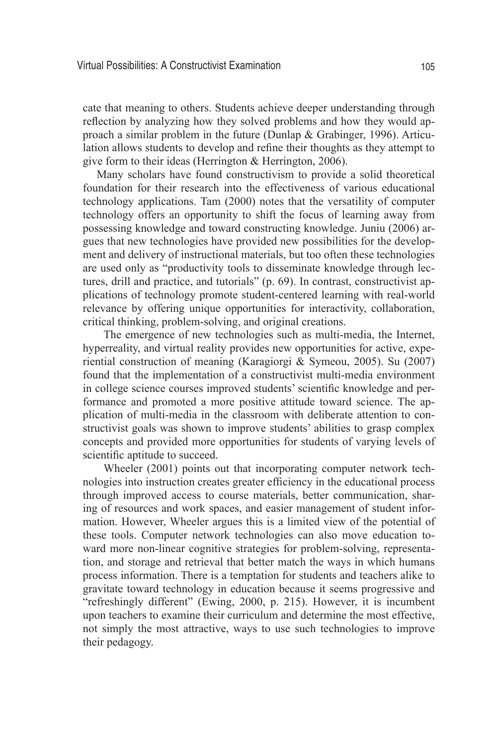cate that meaning to others. Students achieve deeper understanding through reflection by analyzing how they solved problems and how they would approach a similar problem in the future (Dunlap & Grabinger, 1996). Articulation allows students to develop and refine their thoughts as they attempt to give form to their ideas (Herrington & Herrington, 2006).

Many scholars have found constructivism to provide a solid theoretical foundation for their research into the effectiveness of various educational technology applications. Tam (2000) notes that the versatility of computer technology offers an opportunity to shift the focus of learning away from possessing knowledge and toward constructing knowledge. Juniu (2006) argues that new technologies have provided new possibilities for the development and delivery of instructional materials, but too often these technologies are used only as "productivity tools to disseminate knowledge through lectures, drill and practice, and tutorials" (p. 69). In contrast, constructivist applications of technology promote student-centered learning with real-world relevance by offering unique opportunities for interactivity, collaboration, critical thinking, problem-solving, and original creations.

The emergence of new technologies such as multi-media, the Internet, hyperreality, and virtual reality provides new opportunities for active, experiential construction of meaning (Karagiorgi & Symeou, 2005). Su (2007) found that the implementation of a constructivist multi-media environment in college science courses improved students' scientific knowledge and performance and promoted a more positive attitude toward science. The application of multi-media in the classroom with deliberate attention to constructivist goals was shown to improve students' abilities to grasp complex concepts and provided more opportunities for students of varying levels of scientific aptitude to succeed.

Wheeler (2001) points out that incorporating computer network technologies into instruction creates greater efficiency in the educational process through improved access to course materials, better communication, sharing of resources and work spaces, and easier management of student information. However, Wheeler argues this is a limited view of the potential of these tools. Computer network technologies can also move education toward more non-linear cognitive strategies for problem-solving, representation, and storage and retrieval that better match the ways in which humans process information. There is a temptation for students and teachers alike to gravitate toward technology in education because it seems progressive and "refreshingly different" (Ewing, 2000, p. 215). However, it is incumbent upon teachers to examine their curriculum and determine the most effective, not simply the most attractive, ways to use such technologies to improve their pedagogy.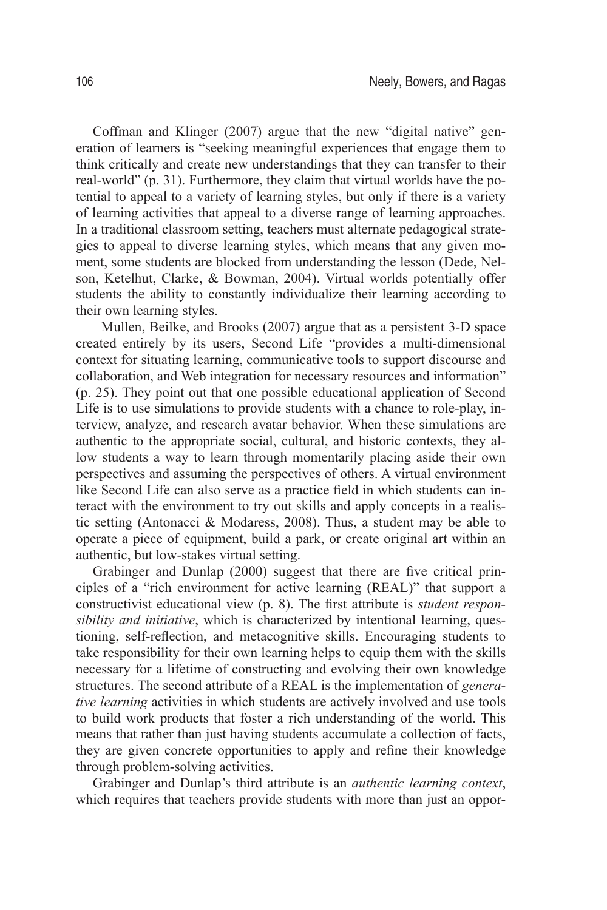Coffman and Klinger (2007) argue that the new "digital native" generation of learners is "seeking meaningful experiences that engage them to think critically and create new understandings that they can transfer to their real-world" (p. 31). Furthermore, they claim that virtual worlds have the potential to appeal to a variety of learning styles, but only if there is a variety of learning activities that appeal to a diverse range of learning approaches. In a traditional classroom setting, teachers must alternate pedagogical strategies to appeal to diverse learning styles, which means that any given moment, some students are blocked from understanding the lesson (Dede, Nelson, Ketelhut, Clarke, & Bowman, 2004). Virtual worlds potentially offer students the ability to constantly individualize their learning according to their own learning styles.

Mullen, Beilke, and Brooks (2007) argue that as a persistent 3-D space created entirely by its users, Second Life "provides a multi-dimensional context for situating learning, communicative tools to support discourse and collaboration, and Web integration for necessary resources and information" (p. 25). They point out that one possible educational application of Second Life is to use simulations to provide students with a chance to role-play, interview, analyze, and research avatar behavior. When these simulations are authentic to the appropriate social, cultural, and historic contexts, they allow students a way to learn through momentarily placing aside their own perspectives and assuming the perspectives of others. A virtual environment like Second Life can also serve as a practice field in which students can interact with the environment to try out skills and apply concepts in a realistic setting (Antonacci & Modaress, 2008). Thus, a student may be able to operate a piece of equipment, build a park, or create original art within an authentic, but low-stakes virtual setting.

Grabinger and Dunlap (2000) suggest that there are five critical principles of a "rich environment for active learning (REAL)" that support a constructivist educational view (p. 8). The first attribute is *student responsibility and initiative*, which is characterized by intentional learning, questioning, self-reflection, and metacognitive skills. Encouraging students to take responsibility for their own learning helps to equip them with the skills necessary for a lifetime of constructing and evolving their own knowledge structures. The second attribute of a REAL is the implementation of *generative learning* activities in which students are actively involved and use tools to build work products that foster a rich understanding of the world. This means that rather than just having students accumulate a collection of facts, they are given concrete opportunities to apply and refine their knowledge through problem-solving activities.

Grabinger and Dunlap's third attribute is an *authentic learning context*, which requires that teachers provide students with more than just an oppor-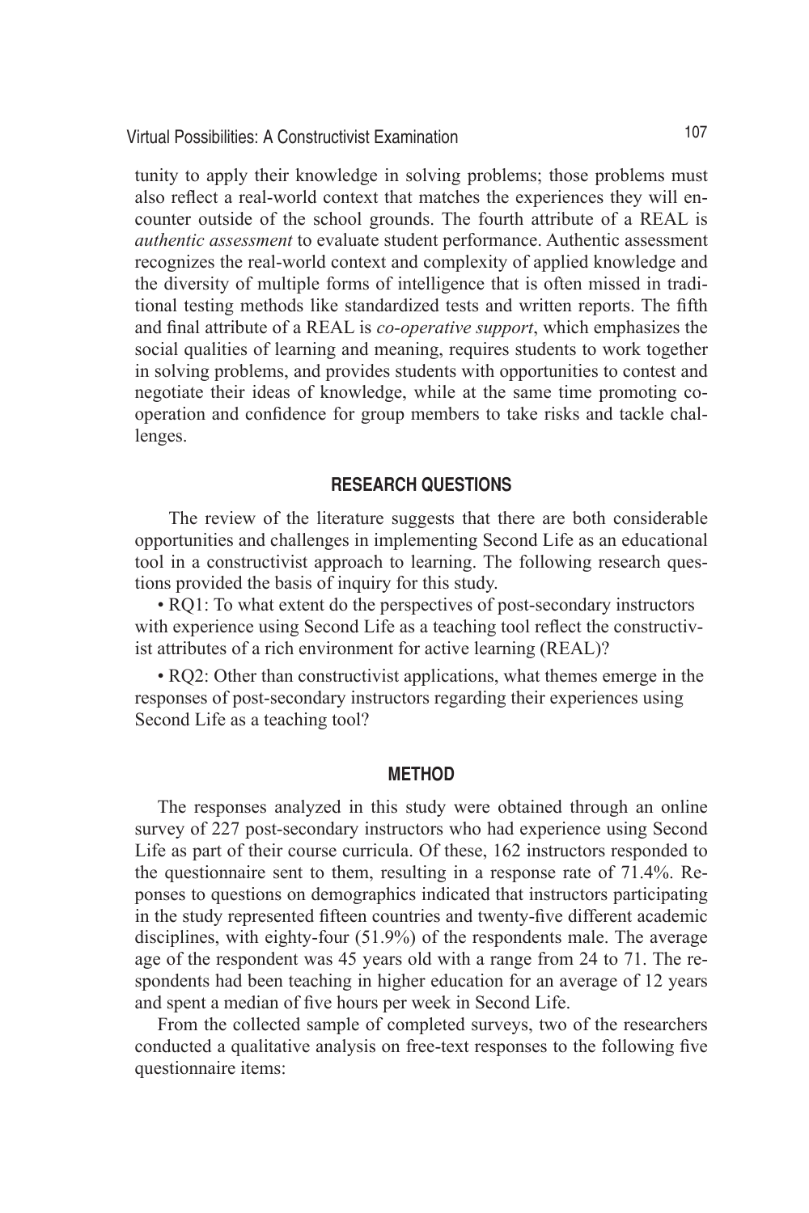tunity to apply their knowledge in solving problems; those problems must also reflect a real-world context that matches the experiences they will encounter outside of the school grounds. The fourth attribute of a REAL is *authentic assessment* to evaluate student performance. Authentic assessment recognizes the real-world context and complexity of applied knowledge and the diversity of multiple forms of intelligence that is often missed in traditional testing methods like standardized tests and written reports. The fifth and final attribute of a REAL is *co-operative support*, which emphasizes the social qualities of learning and meaning, requires students to work together in solving problems, and provides students with opportunities to contest and negotiate their ideas of knowledge, while at the same time promoting co-operation and confidence for group members to take risks and tackle challenges.

## RESEARCH QUESTIONS

The review of the literature suggests that there are both considerable opportunities and challenges in implementing Second Life as an educational tool in a constructivist approach to learning. The following research questions provided the basis of inquiry for this study.

- RQ1: To what extent do the perspectives of post-secondary instructors with experience using Second Life as a teaching tool reflect the constructivist attributes of a rich environment for active learning (REAL)?
- RQ2: Other than constructivist applications, what themes emerge in the responses of post-secondary instructors regarding their experiences using Second Life as a teaching tool?

## METHOD

The responses analyzed in this study were obtained through an online survey of 227 post-secondary instructors who had experience using Second Life as part of their course curricula. Of these, 162 instructors responded to the questionnaire sent to them, resulting in a response rate of 71.4%. Reponses to questions on demographics indicated that instructors participating in the study represented fifteen countries and twenty-five different academic disciplines, with eighty-four (51.9%) of the respondents male. The average age of the respondent was 45 years old with a range from 24 to 71. The respondents had been teaching in higher education for an average of 12 years and spent a median of five hours per week in Second Life.

From the collected sample of completed surveys, two of the researchers conducted a qualitative analysis on free-text responses to the following five questionnaire items: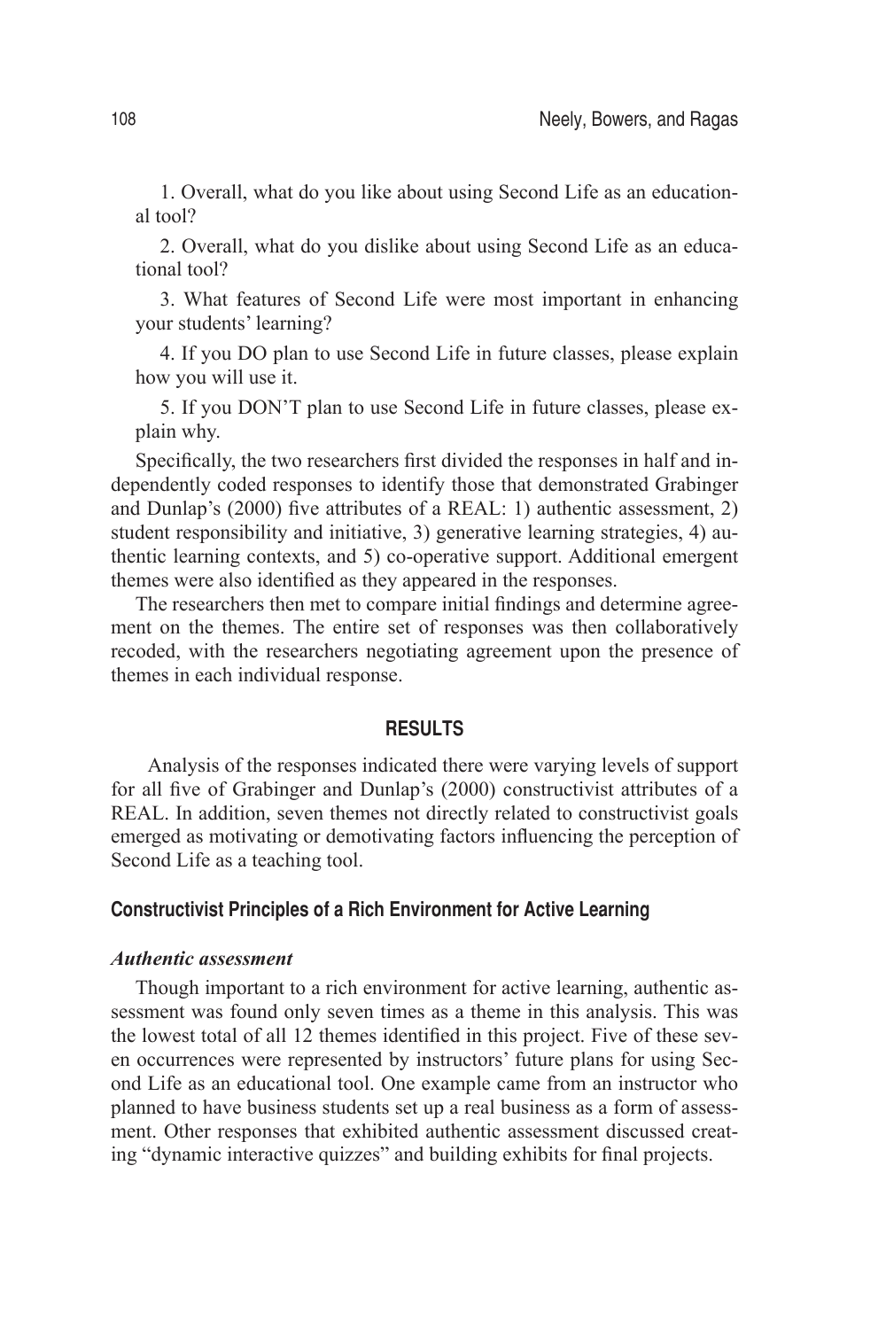1. Overall, what do you like about using Second Life as an educational tool?

2. Overall, what do you dislike about using Second Life as an educational tool?

3. What features of Second Life were most important in enhancing your students' learning?

4. If you DO plan to use Second Life in future classes, please explain how you will use it.

5. If you DON'T plan to use Second Life in future classes, please explain why.

Specifically, the two researchers first divided the responses in half and independently coded responses to identify those that demonstrated Grabinger and Dunlap's (2000) five attributes of a REAL: 1) authentic assessment, 2) student responsibility and initiative, 3) generative learning strategies, 4) authentic learning contexts, and 5) co-operative support. Additional emergent themes were also identified as they appeared in the responses.

The researchers then met to compare initial findings and determine agreement on the themes. The entire set of responses was then collaboratively recoded, with the researchers negotiating agreement upon the presence of themes in each individual response.

## RESULTS

Analysis of the responses indicated there were varying levels of support for all five of Grabinger and Dunlap's (2000) constructivist attributes of a REAL. In addition, seven themes not directly related to constructivist goals emerged as motivating or demotivating factors influencing the perception of Second Life as a teaching tool.

### Constructivist Principles of a Rich Environment for Active Learning

#### *Authentic assessment*

Though important to a rich environment for active learning, authentic assessment was found only seven times as a theme in this analysis. This was the lowest total of all 12 themes identified in this project. Five of these seven occurrences were represented by instructors' future plans for using Second Life as an educational tool. One example came from an instructor who planned to have business students set up a real business as a form of assessment. Other responses that exhibited authentic assessment discussed creating "dynamic interactive quizzes" and building exhibits for final projects.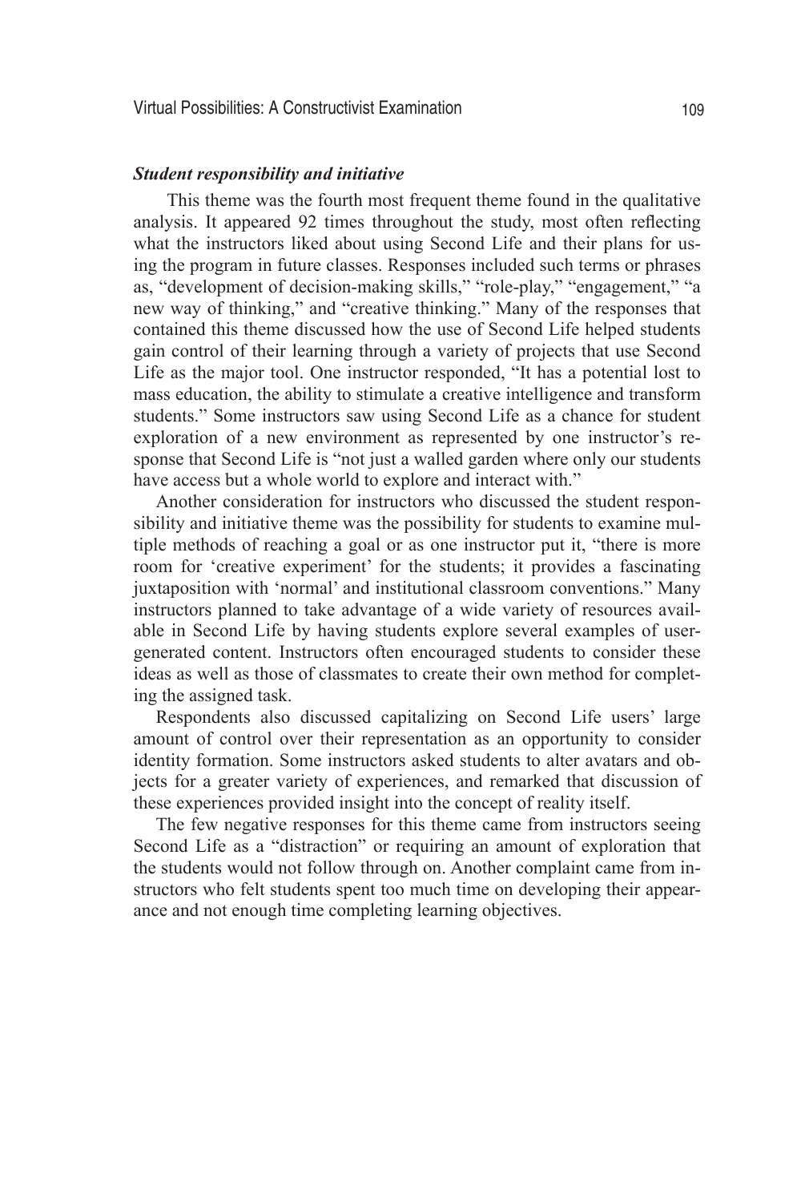### *Student responsibility and initiative*

This theme was the fourth most frequent theme found in the qualitative analysis. It appeared 92 times throughout the study, most often reflecting what the instructors liked about using Second Life and their plans for using the program in future classes. Responses included such terms or phrases as, "development of decision-making skills," "role-play," "engagement," "a new way of thinking," and "creative thinking." Many of the responses that contained this theme discussed how the use of Second Life helped students gain control of their learning through a variety of projects that use Second Life as the major tool. One instructor responded, "It has a potential lost to mass education, the ability to stimulate a creative intelligence and transform students." Some instructors saw using Second Life as a chance for student exploration of a new environment as represented by one instructor's response that Second Life is "not just a walled garden where only our students have access but a whole world to explore and interact with."

Another consideration for instructors who discussed the student responsibility and initiative theme was the possibility for students to examine multiple methods of reaching a goal or as one instructor put it, "there is more room for 'creative experiment' for the students; it provides a fascinating juxtaposition with 'normal' and institutional classroom conventions." Many instructors planned to take advantage of a wide variety of resources available in Second Life by having students explore several examples of user-generated content. Instructors often encouraged students to consider these ideas as well as those of classmates to create their own method for completing the assigned task.

Respondents also discussed capitalizing on Second Life users' large amount of control over their representation as an opportunity to consider identity formation. Some instructors asked students to alter avatars and objects for a greater variety of experiences, and remarked that discussion of these experiences provided insight into the concept of reality itself.

The few negative responses for this theme came from instructors seeing Second Life as a "distraction" or requiring an amount of exploration that the students would not follow through on. Another complaint came from instructors who felt students spent too much time on developing their appearance and not enough time completing learning objectives.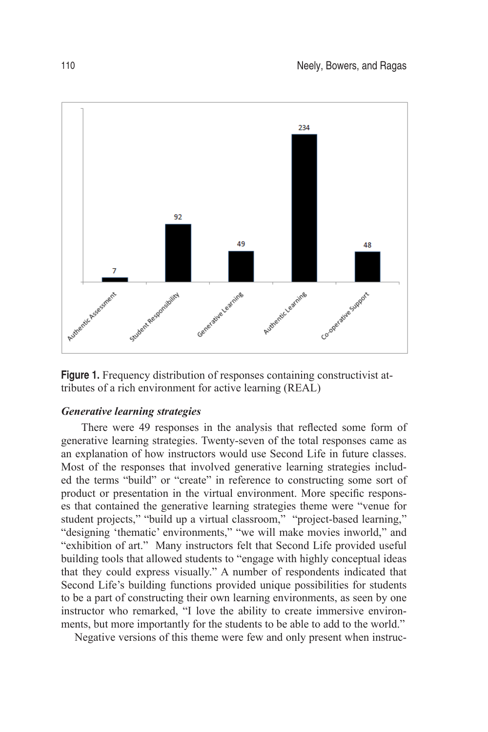**Figure 1.** Frequency distribution of responses containing constructivist attributes of a rich environment for active learning (REAL)

### *Generative learning strategies*

There were 49 responses in the analysis that reflected some form of generative learning strategies. Twenty-seven of the total responses came as an explanation of how instructors would use Second Life in future classes. Most of the responses that involved generative learning strategies included the terms "build" or "create" in reference to constructing some sort of product or presentation in the virtual environment. More specific responses that contained the generative learning strategies theme were "venue for student projects," "build up a virtual classroom," "project-based learning," "designing 'thematic' environments," "we will make movies inworld," and "exhibition of art." Many instructors felt that Second Life provided useful building tools that allowed students to "engage with highly conceptual ideas that they could express visually." A number of respondents indicated that Second Life's building functions provided unique possibilities for students to be a part of constructing their own learning environments, as seen by one instructor who remarked, "I love the ability to create immersive environments, but more importantly for the students to be able to add to the world."

Negative versions of this theme were few and only present when instruc-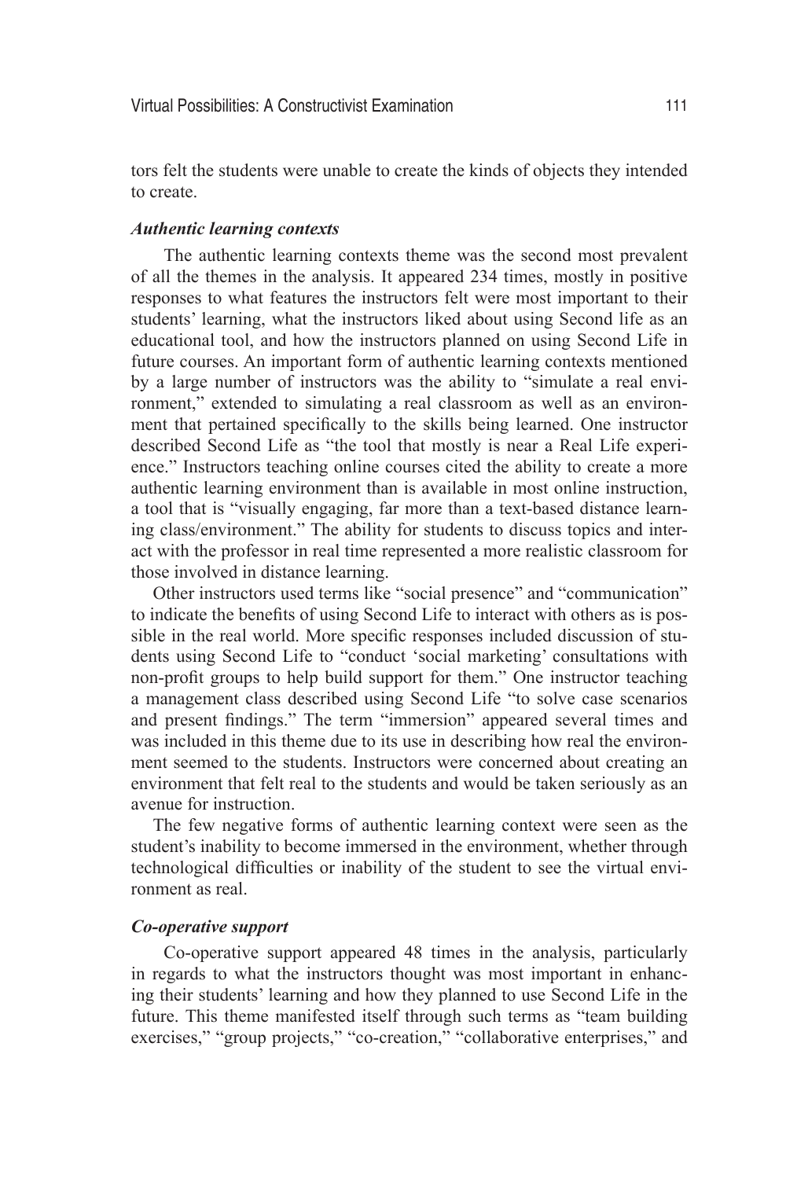tors felt the students were unable to create the kinds of objects they intended to create.

### *Authentic learning contexts*

The authentic learning contexts theme was the second most prevalent of all the themes in the analysis. It appeared 234 times, mostly in positive responses to what features the instructors felt were most important to their students' learning, what the instructors liked about using Second life as an educational tool, and how the instructors planned on using Second Life in future courses. An important form of authentic learning contexts mentioned by a large number of instructors was the ability to "simulate a real environment," extended to simulating a real classroom as well as an environment that pertained specifically to the skills being learned. One instructor described Second Life as "the tool that mostly is near a Real Life experience." Instructors teaching online courses cited the ability to create a more authentic learning environment than is available in most online instruction, a tool that is "visually engaging, far more than a text-based distance learning class/environment." The ability for students to discuss topics and interact with the professor in real time represented a more realistic classroom for those involved in distance learning.

Other instructors used terms like "social presence" and "communication" to indicate the benefits of using Second Life to interact with others as is possible in the real world. More specific responses included discussion of students using Second Life to "conduct 'social marketing' consultations with non-profit groups to help build support for them." One instructor teaching a management class described using Second Life "to solve case scenarios and present findings." The term "immersion" appeared several times and was included in this theme due to its use in describing how real the environment seemed to the students. Instructors were concerned about creating an environment that felt real to the students and would be taken seriously as an avenue for instruction.

The few negative forms of authentic learning context were seen as the student's inability to become immersed in the environment, whether through technological difficulties or inability of the student to see the virtual environment as real.

### *Co-operative support*

Co-operative support appeared 48 times in the analysis, particularly in regards to what the instructors thought was most important in enhancing their students' learning and how they planned to use Second Life in the future. This theme manifested itself through such terms as "team building exercises," "group projects," "co-creation," "collaborative enterprises," and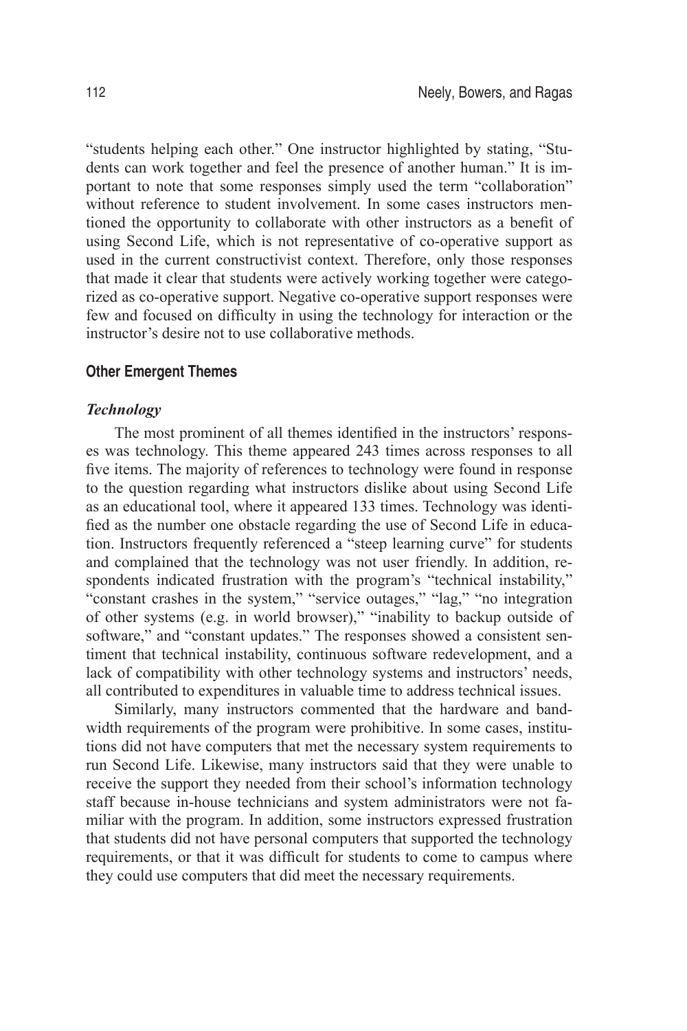"students helping each other." One instructor highlighted by stating, "Students can work together and feel the presence of another human." It is important to note that some responses simply used the term "collaboration" without reference to student involvement. In some cases instructors mentioned the opportunity to collaborate with other instructors as a benefit of using Second Life, which is not representative of co-operative support as used in the current constructivist context. Therefore, only those responses that made it clear that students were actively working together were categorized as co-operative support. Negative co-operative support responses were few and focused on difficulty in using the technology for interaction or the instructor's desire not to use collaborative methods.

### Other Emergent Themes

#### *Technology*

The most prominent of all themes identified in the instructors' responses was technology. This theme appeared 243 times across responses to all five items. The majority of references to technology were found in response to the question regarding what instructors dislike about using Second Life as an educational tool, where it appeared 133 times. Technology was identified as the number one obstacle regarding the use of Second Life in education. Instructors frequently referenced a "steep learning curve" for students and complained that the technology was not user friendly. In addition, respondents indicated frustration with the program's "technical instability," "constant crashes in the system," "service outages," "lag," "no integration of other systems (e.g. in world browser)," "inability to backup outside of software," and "constant updates." The responses showed a consistent sentiment that technical instability, continuous software redevelopment, and a lack of compatibility with other technology systems and instructors' needs, all contributed to expenditures in valuable time to address technical issues.

Similarly, many instructors commented that the hardware and bandwidth requirements of the program were prohibitive. In some cases, institutions did not have computers that met the necessary system requirements to run Second Life. Likewise, many instructors said that they were unable to receive the support they needed from their school's information technology staff because in-house technicians and system administrators were not familiar with the program. In addition, some instructors expressed frustration that students did not have personal computers that supported the technology requirements, or that it was difficult for students to come to campus where they could use computers that did meet the necessary requirements.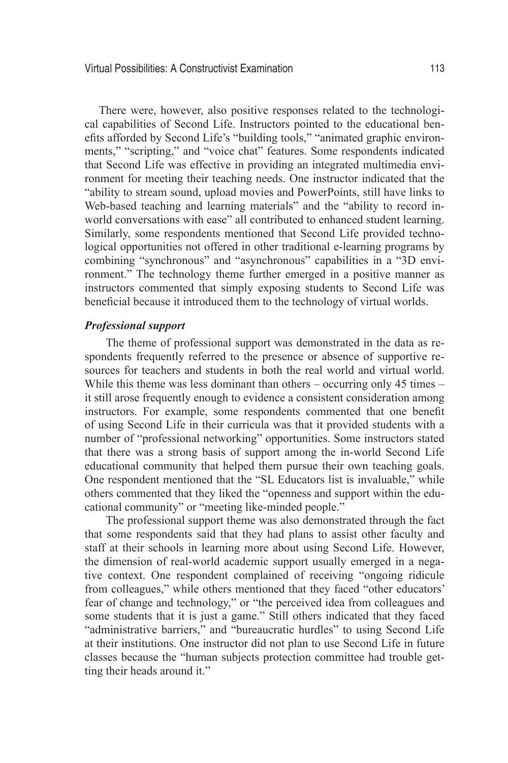There were, however, also positive responses related to the technological capabilities of Second Life. Instructors pointed to the educational benefits afforded by Second Life's "building tools," "animated graphic environments," "scripting," and "voice chat" features. Some respondents indicated that Second Life was effective in providing an integrated multimedia environment for meeting their teaching needs. One instructor indicated that the "ability to stream sound, upload movies and PowerPoints, still have links to Web-based teaching and learning materials" and the "ability to record in-world conversations with ease" all contributed to enhanced student learning. Similarly, some respondents mentioned that Second Life provided technological opportunities not offered in other traditional e-learning programs by combining "synchronous" and "asynchronous" capabilities in a "3D environment." The technology theme further emerged in a positive manner as instructors commented that simply exposing students to Second Life was beneficial because it introduced them to the technology of virtual worlds.

### *Professional support*

The theme of professional support was demonstrated in the data as respondents frequently referred to the presence or absence of supportive resources for teachers and students in both the real world and virtual world. While this theme was less dominant than others – occurring only 45 times – it still arose frequently enough to evidence a consistent consideration among instructors. For example, some respondents commented that one benefit of using Second Life in their curricula was that it provided students with a number of "professional networking" opportunities. Some instructors stated that there was a strong basis of support among the in-world Second Life educational community that helped them pursue their own teaching goals. One respondent mentioned that the "SL Educators list is invaluable," while others commented that they liked the "openness and support within the educational community" or "meeting like-minded people."

The professional support theme was also demonstrated through the fact that some respondents said that they had plans to assist other faculty and staff at their schools in learning more about using Second Life. However, the dimension of real-world academic support usually emerged in a negative context. One respondent complained of receiving "ongoing ridicule from colleagues," while others mentioned that they faced "other educators' fear of change and technology," or "the perceived idea from colleagues and some students that it is just a game." Still others indicated that they faced "administrative barriers," and "bureaucratic hurdles" to using Second Life at their institutions. One instructor did not plan to use Second Life in future classes because the "human subjects protection committee had trouble getting their heads around it."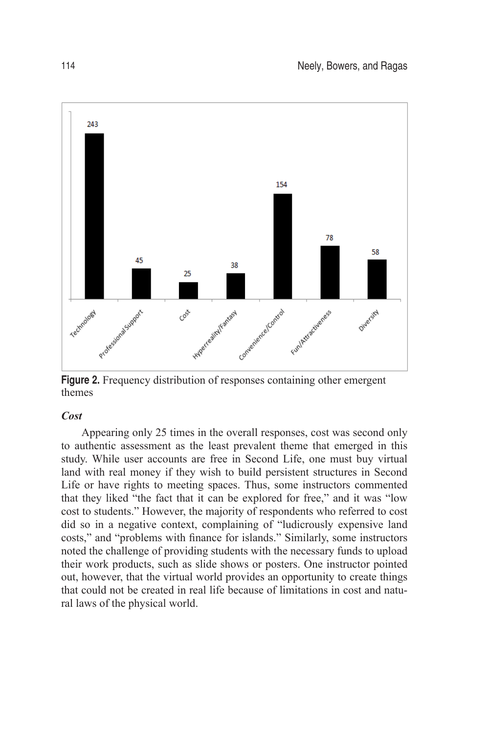**Figure 2.** Frequency distribution of responses containing other emergent themes

### *Cost*

Appearing only 25 times in the overall responses, cost was second only to authentic assessment as the least prevalent theme that emerged in this study. While user accounts are free in Second Life, one must buy virtual land with real money if they wish to build persistent structures in Second Life or have rights to meeting spaces. Thus, some instructors commented that they liked "the fact that it can be explored for free," and it was "low cost to students." However, the majority of respondents who referred to cost did so in a negative context, complaining of "ludicrously expensive land costs," and "problems with finance for islands." Similarly, some instructors noted the challenge of providing students with the necessary funds to upload their work products, such as slide shows or posters. One instructor pointed out, however, that the virtual world provides an opportunity to create things that could not be created in real life because of limitations in cost and natural laws of the physical world.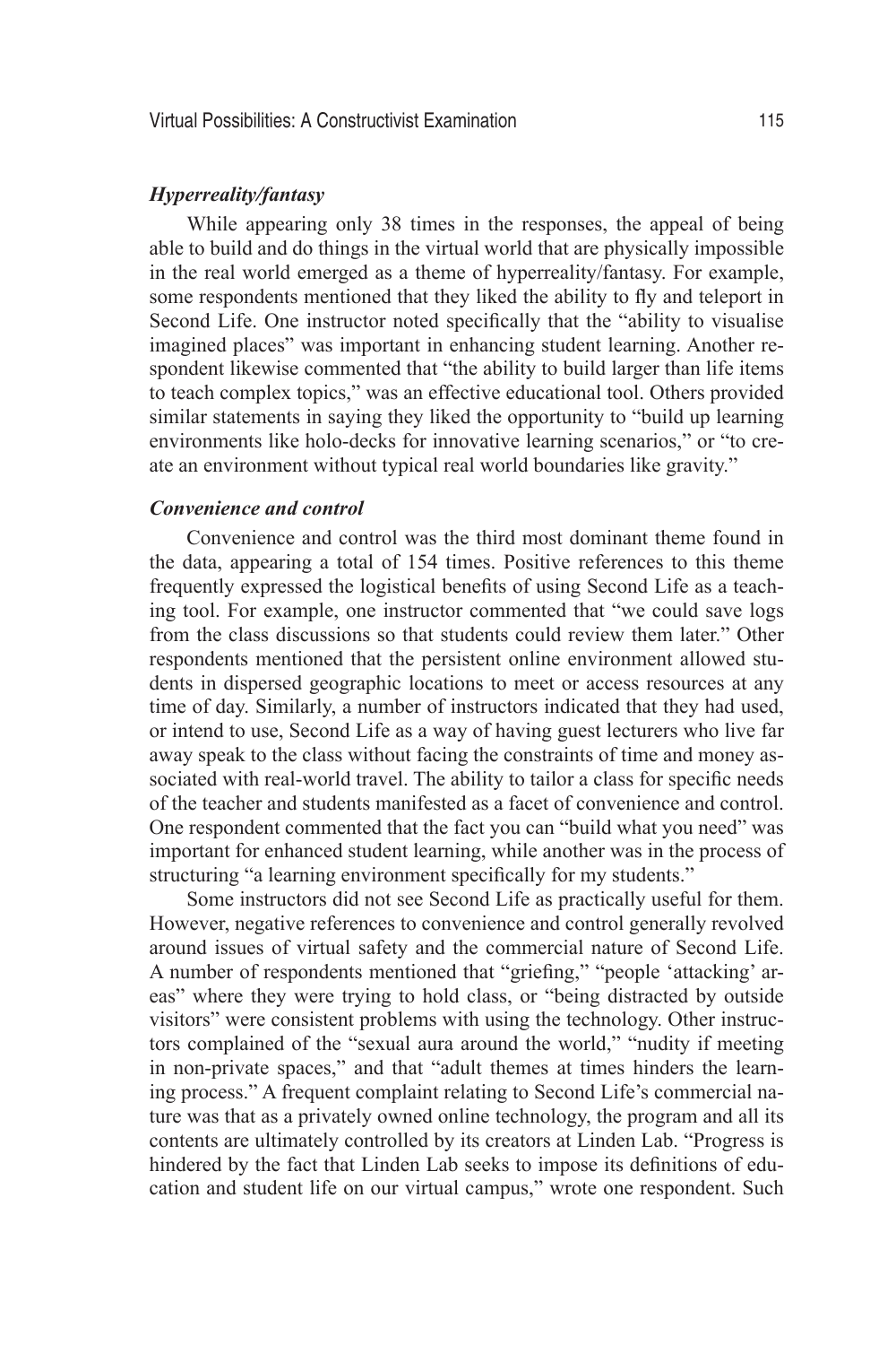### *Hyperreality/fantasy*

While appearing only 38 times in the responses, the appeal of being able to build and do things in the virtual world that are physically impossible in the real world emerged as a theme of hyperreality/fantasy. For example, some respondents mentioned that they liked the ability to fly and teleport in Second Life. One instructor noted specifically that the "ability to visualise imagined places" was important in enhancing student learning. Another respondent likewise commented that "the ability to build larger than life items to teach complex topics," was an effective educational tool. Others provided similar statements in saying they liked the opportunity to "build up learning environments like holo-decks for innovative learning scenarios," or "to create an environment without typical real world boundaries like gravity."

### *Convenience and control*

Convenience and control was the third most dominant theme found in the data, appearing a total of 154 times. Positive references to this theme frequently expressed the logistical benefits of using Second Life as a teaching tool. For example, one instructor commented that "we could save logs from the class discussions so that students could review them later." Other respondents mentioned that the persistent online environment allowed students in dispersed geographic locations to meet or access resources at any time of day. Similarly, a number of instructors indicated that they had used, or intend to use, Second Life as a way of having guest lecturers who live far away speak to the class without facing the constraints of time and money associated with real-world travel. The ability to tailor a class for specific needs of the teacher and students manifested as a facet of convenience and control. One respondent commented that the fact you can "build what you need" was important for enhanced student learning, while another was in the process of structuring "a learning environment specifically for my students."

Some instructors did not see Second Life as practically useful for them. However, negative references to convenience and control generally revolved around issues of virtual safety and the commercial nature of Second Life. A number of respondents mentioned that "griefing," "people 'attacking' areas" where they were trying to hold class, or "being distracted by outside visitors" were consistent problems with using the technology. Other instructors complained of the "sexual aura around the world," "nudity if meeting in non-private spaces," and that "adult themes at times hinders the learning process." A frequent complaint relating to Second Life's commercial nature was that as a privately owned online technology, the program and all its contents are ultimately controlled by its creators at Linden Lab. "Progress is hindered by the fact that Linden Lab seeks to impose its definitions of education and student life on our virtual campus," wrote one respondent. Such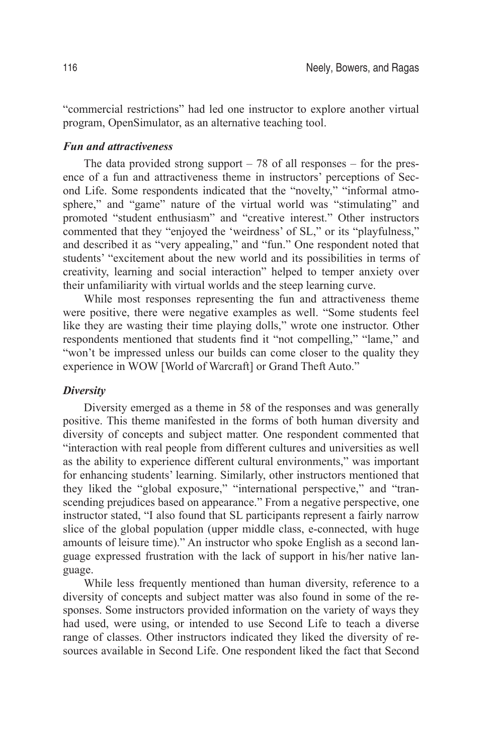"commercial restrictions" had led one instructor to explore another virtual program, OpenSimulator, as an alternative teaching tool.

### *Fun and attractiveness*

The data provided strong support – 78 of all responses – for the presence of a fun and attractiveness theme in instructors' perceptions of Second Life. Some respondents indicated that the "novelty," "informal atmosphere," and "game" nature of the virtual world was "stimulating" and promoted "student enthusiasm" and "creative interest." Other instructors commented that they "enjoyed the 'weirdness' of SL," or its "playfulness," and described it as "very appealing," and "fun." One respondent noted that students' "excitement about the new world and its possibilities in terms of creativity, learning and social interaction" helped to temper anxiety over their unfamiliarity with virtual worlds and the steep learning curve.

While most responses representing the fun and attractiveness theme were positive, there were negative examples as well. "Some students feel like they are wasting their time playing dolls," wrote one instructor. Other respondents mentioned that students find it "not compelling," "lame," and "won't be impressed unless our builds can come closer to the quality they experience in WOW [World of Warcraft] or Grand Theft Auto."

### *Diversity*

Diversity emerged as a theme in 58 of the responses and was generally positive. This theme manifested in the forms of both human diversity and diversity of concepts and subject matter. One respondent commented that "interaction with real people from different cultures and universities as well as the ability to experience different cultural environments," was important for enhancing students' learning. Similarly, other instructors mentioned that they liked the "global exposure," "international perspective," and "transcending prejudices based on appearance." From a negative perspective, one instructor stated, "I also found that SL participants represent a fairly narrow slice of the global population (upper middle class, e-connected, with huge amounts of leisure time)." An instructor who spoke English as a second language expressed frustration with the lack of support in his/her native language.

While less frequently mentioned than human diversity, reference to a diversity of concepts and subject matter was also found in some of the responses. Some instructors provided information on the variety of ways they had used, were using, or intended to use Second Life to teach a diverse range of classes. Other instructors indicated they liked the diversity of resources available in Second Life. One respondent liked the fact that Second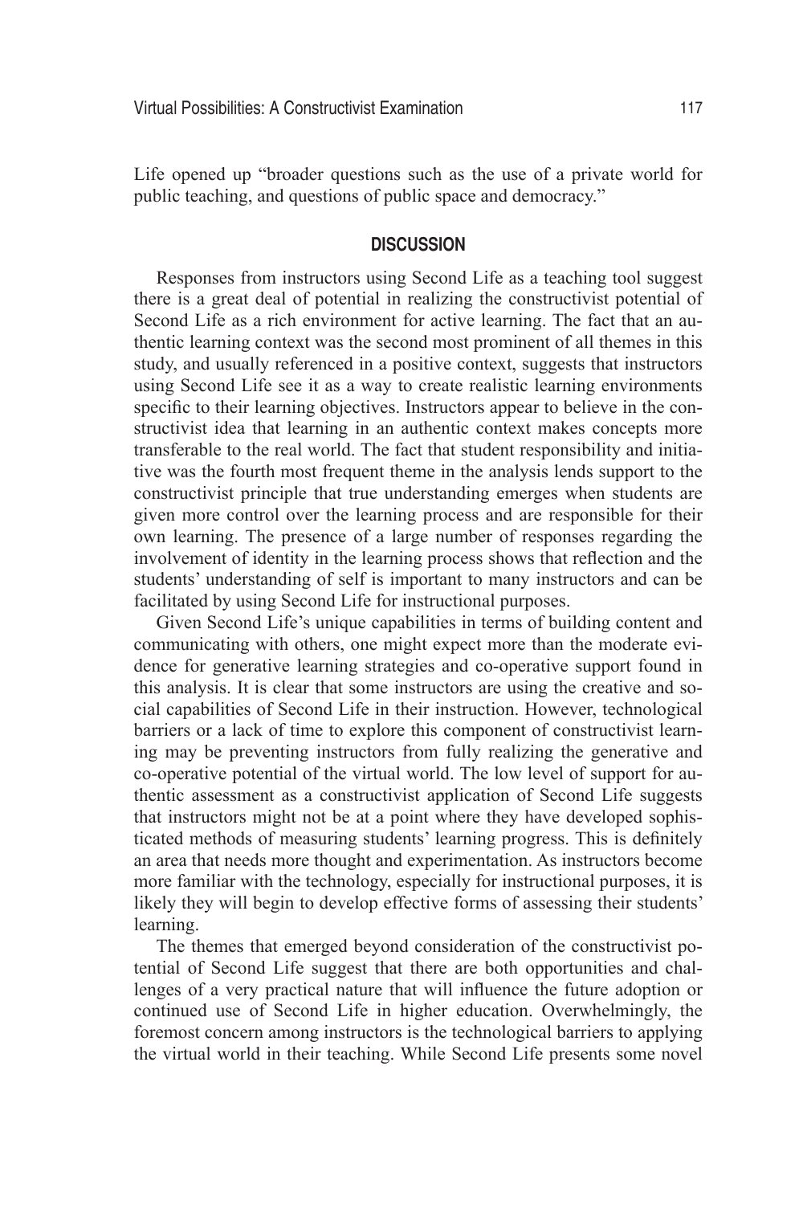Life opened up "broader questions such as the use of a private world for public teaching, and questions of public space and democracy."

## DISCUSSION

Responses from instructors using Second Life as a teaching tool suggest there is a great deal of potential in realizing the constructivist potential of Second Life as a rich environment for active learning. The fact that an authentic learning context was the second most prominent of all themes in this study, and usually referenced in a positive context, suggests that instructors using Second Life see it as a way to create realistic learning environments specific to their learning objectives. Instructors appear to believe in the constructivist idea that learning in an authentic context makes concepts more transferable to the real world. The fact that student responsibility and initiative was the fourth most frequent theme in the analysis lends support to the constructivist principle that true understanding emerges when students are given more control over the learning process and are responsible for their own learning. The presence of a large number of responses regarding the involvement of identity in the learning process shows that reflection and the students' understanding of self is important to many instructors and can be facilitated by using Second Life for instructional purposes.

Given Second Life's unique capabilities in terms of building content and communicating with others, one might expect more than the moderate evidence for generative learning strategies and co-operative support found in this analysis. It is clear that some instructors are using the creative and social capabilities of Second Life in their instruction. However, technological barriers or a lack of time to explore this component of constructivist learning may be preventing instructors from fully realizing the generative and co-operative potential of the virtual world. The low level of support for authentic assessment as a constructivist application of Second Life suggests that instructors might not be at a point where they have developed sophisticated methods of measuring students' learning progress. This is definitely an area that needs more thought and experimentation. As instructors become more familiar with the technology, especially for instructional purposes, it is likely they will begin to develop effective forms of assessing their students' learning.

The themes that emerged beyond consideration of the constructivist potential of Second Life suggest that there are both opportunities and challenges of a very practical nature that will influence the future adoption or continued use of Second Life in higher education. Overwhelmingly, the foremost concern among instructors is the technological barriers to applying the virtual world in their teaching. While Second Life presents some novel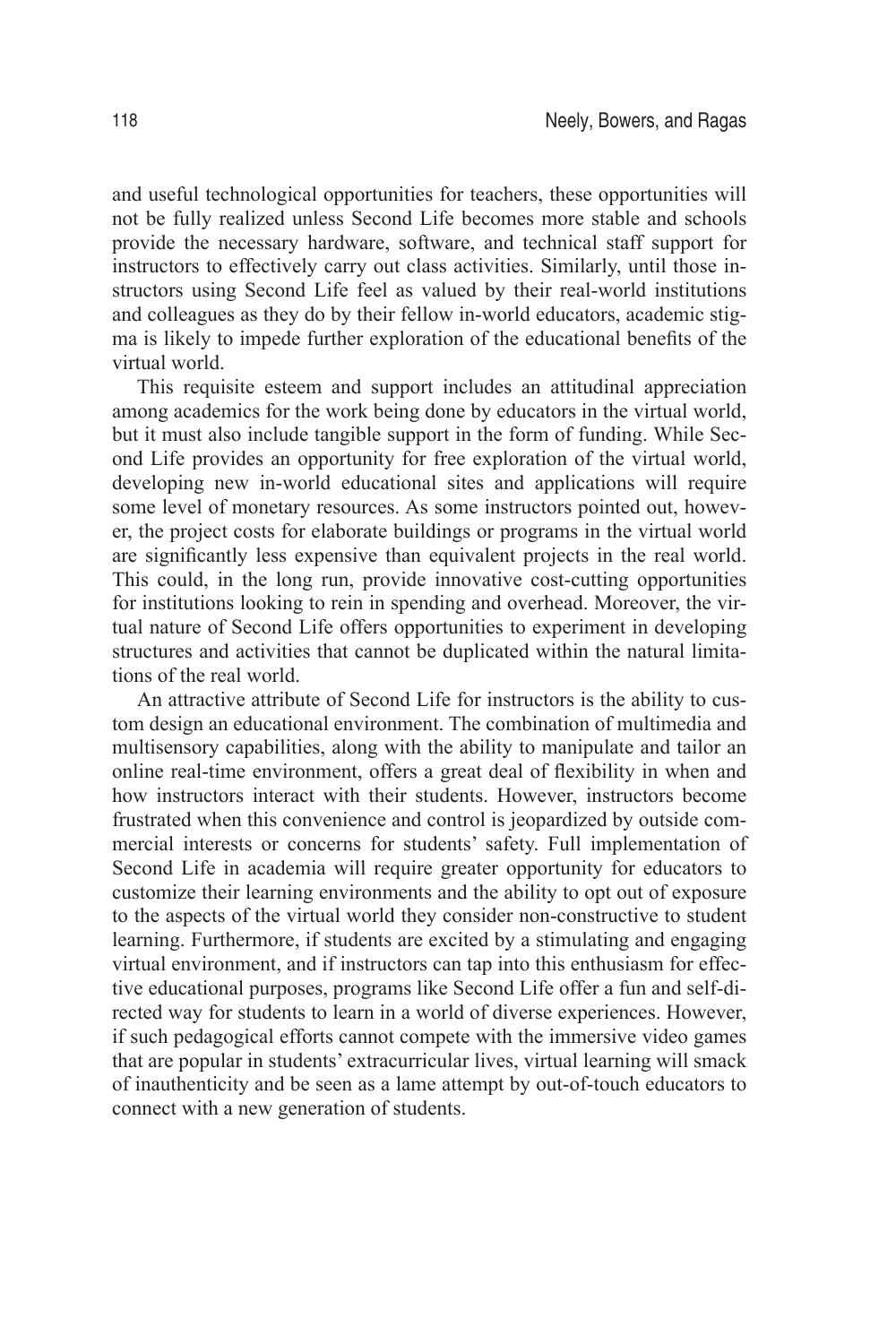and useful technological opportunities for teachers, these opportunities will not be fully realized unless Second Life becomes more stable and schools provide the necessary hardware, software, and technical staff support for instructors to effectively carry out class activities. Similarly, until those instructors using Second Life feel as valued by their real-world institutions and colleagues as they do by their fellow in-world educators, academic stigma is likely to impede further exploration of the educational benefits of the virtual world.

This requisite esteem and support includes an attitudinal appreciation among academics for the work being done by educators in the virtual world, but it must also include tangible support in the form of funding. While Second Life provides an opportunity for free exploration of the virtual world, developing new in-world educational sites and applications will require some level of monetary resources. As some instructors pointed out, however, the project costs for elaborate buildings or programs in the virtual world are significantly less expensive than equivalent projects in the real world. This could, in the long run, provide innovative cost-cutting opportunities for institutions looking to rein in spending and overhead. Moreover, the virtual nature of Second Life offers opportunities to experiment in developing structures and activities that cannot be duplicated within the natural limitations of the real world.

An attractive attribute of Second Life for instructors is the ability to custom design an educational environment. The combination of multimedia and multisensory capabilities, along with the ability to manipulate and tailor an online real-time environment, offers a great deal of flexibility in when and how instructors interact with their students. However, instructors become frustrated when this convenience and control is jeopardized by outside commercial interests or concerns for students' safety. Full implementation of Second Life in academia will require greater opportunity for educators to customize their learning environments and the ability to opt out of exposure to the aspects of the virtual world they consider non-constructive to student learning. Furthermore, if students are excited by a stimulating and engaging virtual environment, and if instructors can tap into this enthusiasm for effective educational purposes, programs like Second Life offer a fun and self-directed way for students to learn in a world of diverse experiences. However, if such pedagogical efforts cannot compete with the immersive video games that are popular in students' extracurricular lives, virtual learning will smack of inauthenticity and be seen as a lame attempt by out-of-touch educators to connect with a new generation of students.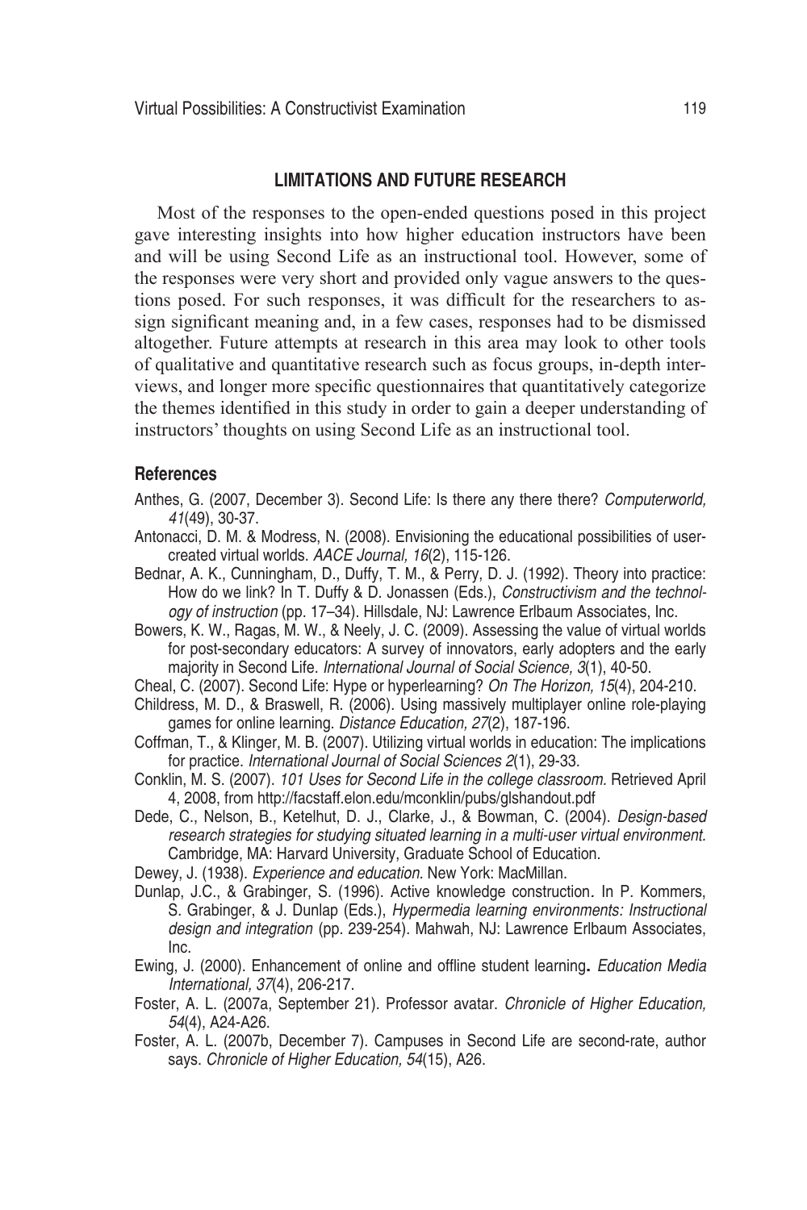## LIMITATIONS AND FUTURE RESEARCH

Most of the responses to the open-ended questions posed in this project gave interesting insights into how higher education instructors have been and will be using Second Life as an instructional tool. However, some of the responses were very short and provided only vague answers to the questions posed. For such responses, it was difficult for the researchers to assign significant meaning and, in a few cases, responses had to be dismissed altogether. Future attempts at research in this area may look to other tools of qualitative and quantitative research such as focus groups, in-depth interviews, and longer more specific questionnaires that quantitatively categorize the themes identified in this study in order to gain a deeper understanding of instructors' thoughts on using Second Life as an instructional tool.

### References

Anthes, G. (2007, December 3). Second Life: Is there any there there? *Computerworld, 41*(49), 30-37.

Antonacci, D. M. & Modress, N. (2008). Envisioning the educational possibilities of user-created virtual worlds. *AACE Journal, 16*(2), 115-126.

Bednar, A. K., Cunningham, D., Duffy, T. M., & Perry, D. J. (1992). Theory into practice: How do we link? In T. Duffy & D. Jonassen (Eds.), *Constructivism and the technology of instruction* (pp. 17–34). Hillsdale, NJ: Lawrence Erlbaum Associates, Inc.

Bowers, K. W., Ragas, M. W., & Neely, J. C. (2009). Assessing the value of virtual worlds for post-secondary educators: A survey of innovators, early adopters and the early majority in Second Life. *International Journal of Social Science, 3*(1), 40-50.

Cheal, C. (2007). Second Life: Hype or hyperlearning? *On The Horizon, 15*(4), 204-210.

Childress, M. D., & Braswell, R. (2006). Using massively multiplayer online role-playing games for online learning. *Distance Education, 27*(2), 187-196.

Coffman, T., & Klinger, M. B. (2007). Utilizing virtual worlds in education: The implications for practice. *International Journal of Social Sciences 2*(1), 29-33.

Conklin, M. S. (2007). *101 Uses for Second Life in the college classroom.* Retrieved April 4, 2008, from http://facstaff.elon.edu/mconklin/pubs/glshandout.pdf

Dede, C., Nelson, B., Ketelhut, D. J., Clarke, J., & Bowman, C. (2004). *Design-based research strategies for studying situated learning in a multi-user virtual environment.* Cambridge, MA: Harvard University, Graduate School of Education.

Dewey, J. (1938). *Experience and education*. New York: MacMillan.

Dunlap, J.C., & Grabinger, S. (1996). Active knowledge construction. In P. Kommers, S. Grabinger, & J. Dunlap (Eds.), *Hypermedia learning environments: Instructional design and integration* (pp. 239-254). Mahwah, NJ: Lawrence Erlbaum Associates, Inc.

Ewing, J. (2000). Enhancement of online and offline student learning**.** *Education Media International, 37*(4), 206-217.

Foster, A. L. (2007a, September 21). Professor avatar. *Chronicle of Higher Education, 54*(4), A24-A26.

Foster, A. L. (2007b, December 7). Campuses in Second Life are second-rate, author says. *Chronicle of Higher Education, 54*(15), A26.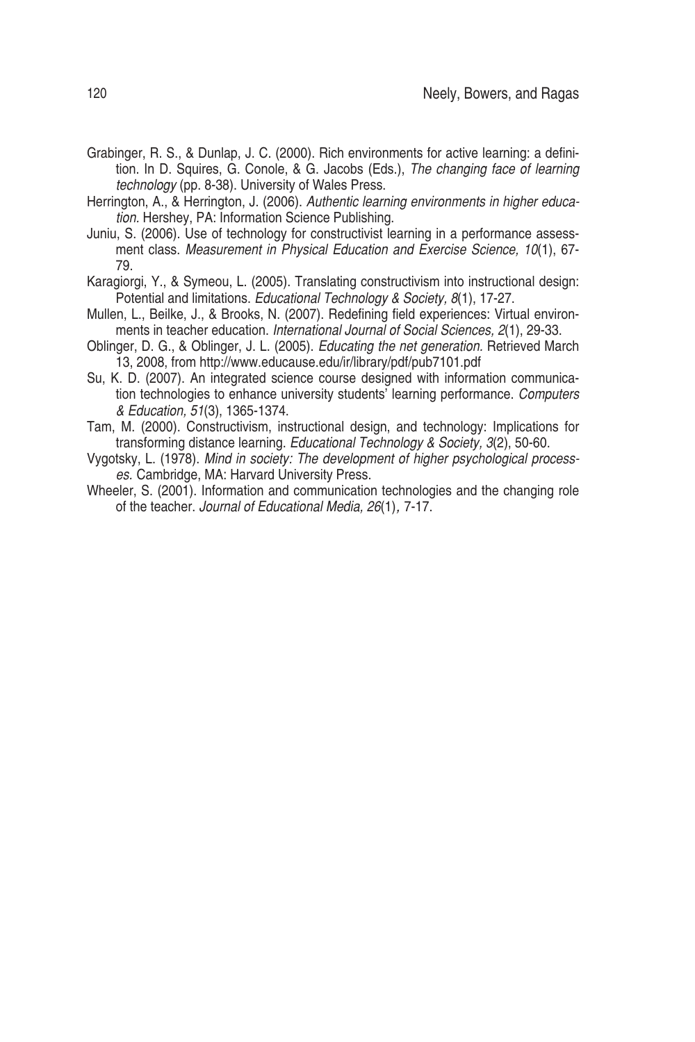Grabinger, R. S., & Dunlap, J. C. (2000). Rich environments for active learning: a definition. In D. Squires, G. Conole, & G. Jacobs (Eds.), *The changing face of learning technology* (pp. 8-38). University of Wales Press.

Herrington, A., & Herrington, J. (2006). *Authentic learning environments in higher education.* Hershey, PA: Information Science Publishing.

Juniu, S. (2006). Use of technology for constructivist learning in a performance assessment class. *Measurement in Physical Education and Exercise Science, 10*(1), 67-79.

Karagiorgi, Y., & Symeou, L. (2005). Translating constructivism into instructional design: Potential and limitations. *Educational Technology & Society, 8*(1), 17-27.

Mullen, L., Beilke, J., & Brooks, N. (2007). Redefining field experiences: Virtual environments in teacher education. *International Journal of Social Sciences, 2*(1), 29-33.

Oblinger, D. G., & Oblinger, J. L. (2005). *Educating the net generation.* Retrieved March 13, 2008, from http://www.educause.edu/ir/library/pdf/pub7101.pdf

Su, K. D. (2007). An integrated science course designed with information communication technologies to enhance university students' learning performance. *Computers & Education, 51*(3), 1365-1374.

Tam, M. (2000). Constructivism, instructional design, and technology: Implications for transforming distance learning. *Educational Technology & Society, 3*(2), 50-60.

Vygotsky, L. (1978). *Mind in society: The development of higher psychological processes.* Cambridge, MA: Harvard University Press.

Wheeler, S. (2001). Information and communication technologies and the changing role of the teacher. *Journal of Educational Media, 26*(1)*,* 7-17.